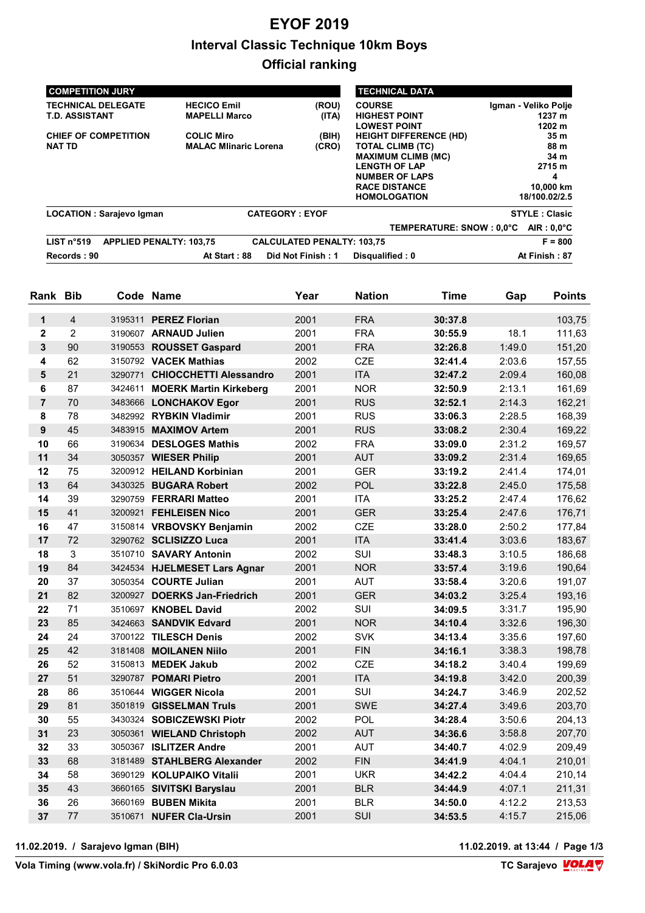# EYOF 2019

## Interval Classic Technique 10km Boys

## Official ranking

| COMPETITION JURY | | |
|---|---|---|
| TECHNICAL DELEGATE | HECICO Emil | (ROU) |
| T.D. ASSISTANT | MAPELLI Marco | (ITA) |
| CHIEF OF COMPETITION | COLIC Miro | (BIH) |
| NAT TD | MALAC Mlinaric Lorena | (CRO) |

| TECHNICAL DATA | |
|---|---|
| COURSE | Igman - Veliko Polje |
| HIGHEST POINT | 1237 m |
| LOWEST POINT | 1202 m |
| HEIGHT DIFFERENCE (HD) | 35 m |
| TOTAL CLIMB (TC) | 88 m |
| MAXIMUM CLIMB (MC) | 34 m |
| LENGTH OF LAP | 2715 m |
| NUMBER OF LAPS | 4 |
| RACE DISTANCE | 10,000 km |
| HOMOLOGATION | 18/100.02/2.5 |

**LOCATION : Sarajevo Igman** — **CATEGORY : EYOF** — **STYLE : Clasic**

**TEMPERATURE: SNOW : 0,0°C AIR : 0,0°C**

**LIST n°519** — **APPLIED PENALTY: 103,75** — **CALCULATED PENALTY: 103,75** — **F = 800**

**Records : 90** — **At Start : 88** — **Did Not Finish : 1** — **Disqualified : 0** — **At Finish : 87**

| Rank | Bib | Code | Name | Year | Nation | Time | Gap | Points |
|---|---|---|---|---|---|---|---|---|
| 1 | 4 | 3195311 | PEREZ Florian | 2001 | FRA | 30:37.8 | | 103,75 |
| 2 | 2 | 3190607 | ARNAUD Julien | 2001 | FRA | 30:55.9 | 18.1 | 111,63 |
| 3 | 90 | 3190553 | ROUSSET Gaspard | 2001 | FRA | 32:26.8 | 1:49.0 | 151,20 |
| 4 | 62 | 3150792 | VACEK Mathias | 2002 | CZE | 32:41.4 | 2:03.6 | 157,55 |
| 5 | 21 | 3290771 | CHIOCCHETTI Alessandro | 2001 | ITA | 32:47.2 | 2:09.4 | 160,08 |
| 6 | 87 | 3424611 | MOERK Martin Kirkeberg | 2001 | NOR | 32:50.9 | 2:13.1 | 161,69 |
| 7 | 70 | 3483666 | LONCHAKOV Egor | 2001 | RUS | 32:52.1 | 2:14.3 | 162,21 |
| 8 | 78 | 3482992 | RYBKIN Vladimir | 2001 | RUS | 33:06.3 | 2:28.5 | 168,39 |
| 9 | 45 | 3483915 | MAXIMOV Artem | 2001 | RUS | 33:08.2 | 2:30.4 | 169,22 |
| 10 | 66 | 3190634 | DESLOGES Mathis | 2002 | FRA | 33:09.0 | 2:31.2 | 169,57 |
| 11 | 34 | 3050357 | WIESER Philip | 2001 | AUT | 33:09.2 | 2:31.4 | 169,65 |
| 12 | 75 | 3200912 | HEILAND Korbinian | 2001 | GER | 33:19.2 | 2:41.4 | 174,01 |
| 13 | 64 | 3430325 | BUGARA Robert | 2002 | POL | 33:22.8 | 2:45.0 | 175,58 |
| 14 | 39 | 3290759 | FERRARI Matteo | 2001 | ITA | 33:25.2 | 2:47.4 | 176,62 |
| 15 | 41 | 3200921 | FEHLEISEN Nico | 2001 | GER | 33:25.4 | 2:47.6 | 176,71 |
| 16 | 47 | 3150814 | VRBOVSKY Benjamin | 2002 | CZE | 33:28.0 | 2:50.2 | 177,84 |
| 17 | 72 | 3290762 | SCLISIZZO Luca | 2001 | ITA | 33:41.4 | 3:03.6 | 183,67 |
| 18 | 3 | 3510710 | SAVARY Antonin | 2002 | SUI | 33:48.3 | 3:10.5 | 186,68 |
| 19 | 84 | 3424534 | HJELMESET Lars Agnar | 2001 | NOR | 33:57.4 | 3:19.6 | 190,64 |
| 20 | 37 | 3050354 | COURTE Julian | 2001 | AUT | 33:58.4 | 3:20.6 | 191,07 |
| 21 | 82 | 3200927 | DOERKS Jan-Friedrich | 2001 | GER | 34:03.2 | 3:25.4 | 193,16 |
| 22 | 71 | 3510697 | KNOBEL David | 2002 | SUI | 34:09.5 | 3:31.7 | 195,90 |
| 23 | 85 | 3424663 | SANDVIK Edvard | 2001 | NOR | 34:10.4 | 3:32.6 | 196,30 |
| 24 | 24 | 3700122 | TILESCH Denis | 2002 | SVK | 34:13.4 | 3:35.6 | 197,60 |
| 25 | 42 | 3181408 | MOILANEN Niilo | 2001 | FIN | 34:16.1 | 3:38.3 | 198,78 |
| 26 | 52 | 3150813 | MEDEK Jakub | 2002 | CZE | 34:18.2 | 3:40.4 | 199,69 |
| 27 | 51 | 3290787 | POMARI Pietro | 2001 | ITA | 34:19.8 | 3:42.0 | 200,39 |
| 28 | 86 | 3510644 | WIGGER Nicola | 2001 | SUI | 34:24.7 | 3:46.9 | 202,52 |
| 29 | 81 | 3501819 | GISSELMAN Truls | 2001 | SWE | 34:27.4 | 3:49.6 | 203,70 |
| 30 | 55 | 3430324 | SOBICZEWSKI Piotr | 2002 | POL | 34:28.4 | 3:50.6 | 204,13 |
| 31 | 23 | 3050361 | WIELAND Christoph | 2002 | AUT | 34:36.6 | 3:58.8 | 207,70 |
| 32 | 33 | 3050367 | ISLITZER Andre | 2001 | AUT | 34:40.7 | 4:02.9 | 209,49 |
| 33 | 68 | 3181489 | STAHLBERG Alexander | 2002 | FIN | 34:41.9 | 4:04.1 | 210,01 |
| 34 | 58 | 3690129 | KOLUPAIKO Vitalii | 2001 | UKR | 34:42.2 | 4:04.4 | 210,14 |
| 35 | 43 | 3660165 | SIVITSKI Baryslau | 2001 | BLR | 34:44.9 | 4:07.1 | 211,31 |
| 36 | 26 | 3660169 | BUBEN Mikita | 2001 | BLR | 34:50.0 | 4:12.2 | 213,53 |
| 37 | 77 | 3510671 | NUFER Cla-Ursin | 2001 | SUI | 34:53.5 | 4:15.7 | 215,06 |

11.02.2019. / Sarajevo Igman (BIH) — 11.02.2019. at 13:44

Vola Timing (www.vola.fr) / SkiNordic Pro 6.0.03 — TC Sarajevo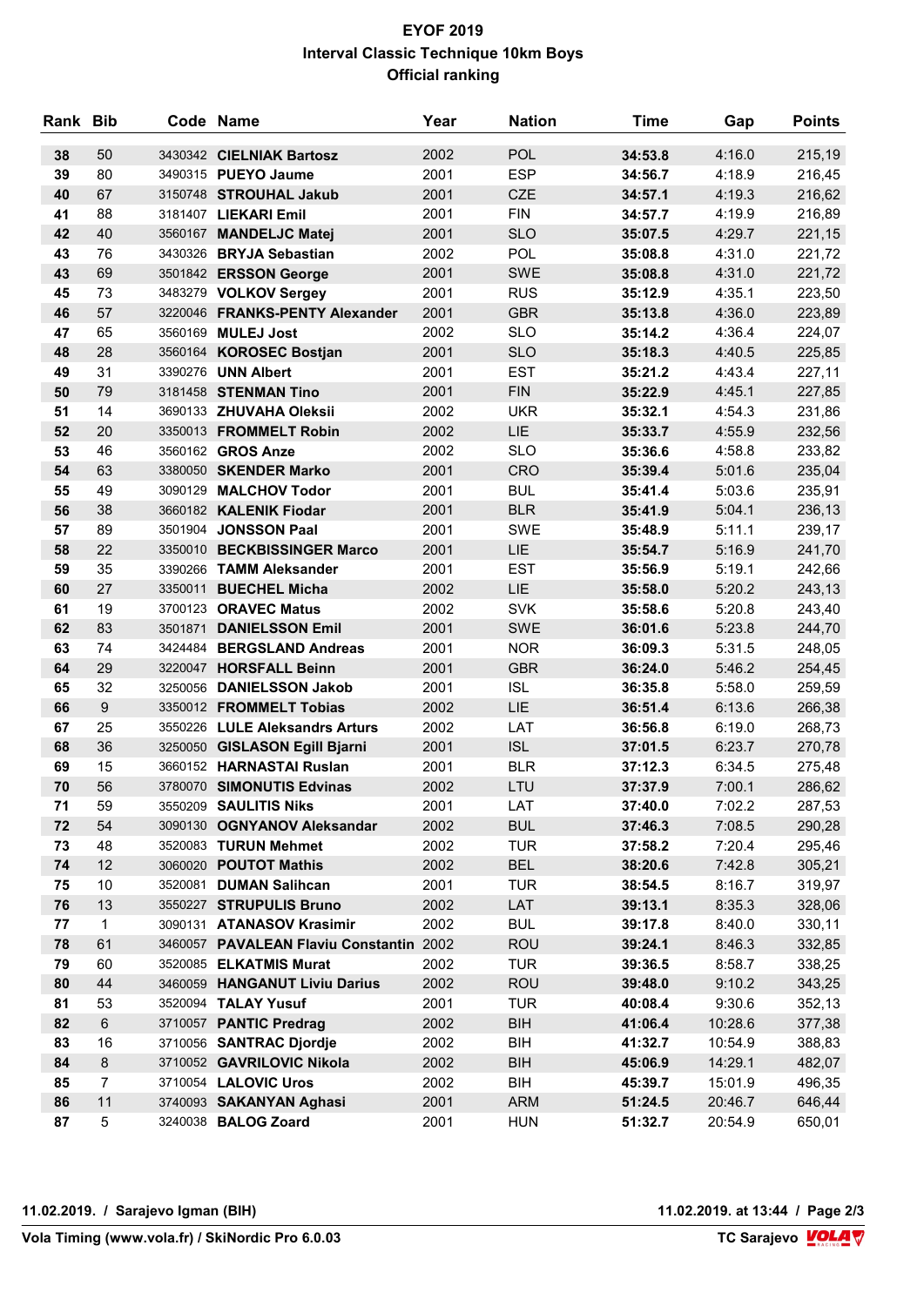# EYOF 2019
## Interval Classic Technique 10km Boys
### Official ranking

| Rank | Bib | Code | Name | Year | Nation | Time | Gap | Points |
|---|---|---|---|---|---|---|---|---|
| 38 | 50 | 3430342 | **CIELNIAK Bartosz** | 2002 | POL | **34:53.8** | 4:16.0 | 215,19 |
| 39 | 80 | 3490315 | **PUEYO Jaume** | 2001 | ESP | **34:56.7** | 4:18.9 | 216,45 |
| 40 | 67 | 3150748 | **STROUHAL Jakub** | 2001 | CZE | **34:57.1** | 4:19.3 | 216,62 |
| 41 | 88 | 3181407 | **LIEKARI Emil** | 2001 | FIN | **34:57.7** | 4:19.9 | 216,89 |
| 42 | 40 | 3560167 | **MANDELJC Matej** | 2001 | SLO | **35:07.5** | 4:29.7 | 221,15 |
| 43 | 76 | 3430326 | **BRYJA Sebastian** | 2002 | POL | **35:08.8** | 4:31.0 | 221,72 |
| 43 | 69 | 3501842 | **ERSSON George** | 2001 | SWE | **35:08.8** | 4:31.0 | 221,72 |
| 45 | 73 | 3483279 | **VOLKOV Sergey** | 2001 | RUS | **35:12.9** | 4:35.1 | 223,50 |
| 46 | 57 | 3220046 | **FRANKS-PENTY Alexander** | 2001 | GBR | **35:13.8** | 4:36.0 | 223,89 |
| 47 | 65 | 3560169 | **MULEJ Jost** | 2002 | SLO | **35:14.2** | 4:36.4 | 224,07 |
| 48 | 28 | 3560164 | **KOROSEC Bostjan** | 2001 | SLO | **35:18.3** | 4:40.5 | 225,85 |
| 49 | 31 | 3390276 | **UNN Albert** | 2001 | EST | **35:21.2** | 4:43.4 | 227,11 |
| 50 | 79 | 3181458 | **STENMAN Tino** | 2001 | FIN | **35:22.9** | 4:45.1 | 227,85 |
| 51 | 14 | 3690133 | **ZHUVAHA Oleksii** | 2002 | UKR | **35:32.1** | 4:54.3 | 231,86 |
| 52 | 20 | 3350013 | **FROMMELT Robin** | 2002 | LIE | **35:33.7** | 4:55.9 | 232,56 |
| 53 | 46 | 3560162 | **GROS Anze** | 2002 | SLO | **35:36.6** | 4:58.8 | 233,82 |
| 54 | 63 | 3380050 | **SKENDER Marko** | 2001 | CRO | **35:39.4** | 5:01.6 | 235,04 |
| 55 | 49 | 3090129 | **MALCHOV Todor** | 2001 | BUL | **35:41.4** | 5:03.6 | 235,91 |
| 56 | 38 | 3660182 | **KALENIK Fiodar** | 2001 | BLR | **35:41.9** | 5:04.1 | 236,13 |
| 57 | 89 | 3501904 | **JONSSON Paal** | 2001 | SWE | **35:48.9** | 5:11.1 | 239,17 |
| 58 | 22 | 3350010 | **BECKBISSINGER Marco** | 2001 | LIE | **35:54.7** | 5:16.9 | 241,70 |
| 59 | 35 | 3390266 | **TAMM Aleksander** | 2001 | EST | **35:56.9** | 5:19.1 | 242,66 |
| 60 | 27 | 3350011 | **BUECHEL Micha** | 2002 | LIE | **35:58.0** | 5:20.2 | 243,13 |
| 61 | 19 | 3700123 | **ORAVEC Matus** | 2002 | SVK | **35:58.6** | 5:20.8 | 243,40 |
| 62 | 83 | 3501871 | **DANIELSSON Emil** | 2001 | SWE | **36:01.6** | 5:23.8 | 244,70 |
| 63 | 74 | 3424484 | **BERGSLAND Andreas** | 2001 | NOR | **36:09.3** | 5:31.5 | 248,05 |
| 64 | 29 | 3220047 | **HORSFALL Beinn** | 2001 | GBR | **36:24.0** | 5:46.2 | 254,45 |
| 65 | 32 | 3250056 | **DANIELSSON Jakob** | 2001 | ISL | **36:35.8** | 5:58.0 | 259,59 |
| 66 | 9 | 3350012 | **FROMMELT Tobias** | 2002 | LIE | **36:51.4** | 6:13.6 | 266,38 |
| 67 | 25 | 3550226 | **LULE Aleksandrs Arturs** | 2002 | LAT | **36:56.8** | 6:19.0 | 268,73 |
| 68 | 36 | 3250050 | **GISLASON Egill Bjarni** | 2001 | ISL | **37:01.5** | 6:23.7 | 270,78 |
| 69 | 15 | 3660152 | **HARNASTAI Ruslan** | 2001 | BLR | **37:12.3** | 6:34.5 | 275,48 |
| 70 | 56 | 3780070 | **SIMONUTIS Edvinas** | 2002 | LTU | **37:37.9** | 7:00.1 | 286,62 |
| 71 | 59 | 3550209 | **SAULITIS Niks** | 2001 | LAT | **37:40.0** | 7:02.2 | 287,53 |
| 72 | 54 | 3090130 | **OGNYANOV Aleksandar** | 2002 | BUL | **37:46.3** | 7:08.5 | 290,28 |
| 73 | 48 | 3520083 | **TURUN Mehmet** | 2002 | TUR | **37:58.2** | 7:20.4 | 295,46 |
| 74 | 12 | 3060020 | **POUTOT Mathis** | 2002 | BEL | **38:20.6** | 7:42.8 | 305,21 |
| 75 | 10 | 3520081 | **DUMAN Salihcan** | 2001 | TUR | **38:54.5** | 8:16.7 | 319,97 |
| 76 | 13 | 3550227 | **STRUPULIS Bruno** | 2002 | LAT | **39:13.1** | 8:35.3 | 328,06 |
| 77 | 1 | 3090131 | **ATANASOV Krasimir** | 2002 | BUL | **39:17.8** | 8:40.0 | 330,11 |
| 78 | 61 | 3460057 | **PAVALEAN Flaviu Constantin** | 2002 | ROU | **39:24.1** | 8:46.3 | 332,85 |
| 79 | 60 | 3520085 | **ELKATMIS Murat** | 2002 | TUR | **39:36.5** | 8:58.7 | 338,25 |
| 80 | 44 | 3460059 | **HANGANUT Liviu Darius** | 2002 | ROU | **39:48.0** | 9:10.2 | 343,25 |
| 81 | 53 | 3520094 | **TALAY Yusuf** | 2001 | TUR | **40:08.4** | 9:30.6 | 352,13 |
| 82 | 6 | 3710057 | **PANTIC Predrag** | 2002 | BIH | **41:06.4** | 10:28.6 | 377,38 |
| 83 | 16 | 3710056 | **SANTRAC Djordje** | 2002 | BIH | **41:32.7** | 10:54.9 | 388,83 |
| 84 | 8 | 3710052 | **GAVRILOVIC Nikola** | 2002 | BIH | **45:06.9** | 14:29.1 | 482,07 |
| 85 | 7 | 3710054 | **LALOVIC Uros** | 2002 | BIH | **45:39.7** | 15:01.9 | 496,35 |
| 86 | 11 | 3740093 | **SAKANYAN Aghasi** | 2001 | ARM | **51:24.5** | 20:46.7 | 646,44 |
| 87 | 5 | 3240038 | **BALOG Zoard** | 2001 | HUN | **51:32.7** | 20:54.9 | 650,01 |

**11.02.2019. / Sarajevo Igman (BIH)**

**11.02.2019. at 13:44**

**Vola Timing (www.vola.fr) / SkiNordic Pro 6.0.03**

**TC Sarajevo**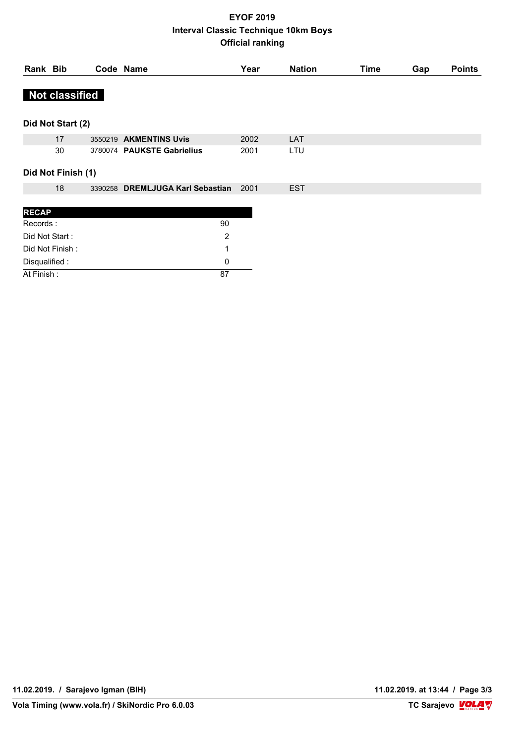# EYOF 2019
## Interval Classic Technique 10km Boys
### Official ranking

| Rank | Bib | Code | Name | Year | Nation | Time | Gap | Points |
|---|---|---|---|---|---|---|---|---|

**Not classified**

**Did Not Start (2)**

| Rank | Bib | Code | Name | Year | Nation | Time | Gap | Points |
|---|---|---|---|---|---|---|---|---|
| | 17 | 3550219 | **AKMENTINS Uvis** | 2002 | LAT | | | |
| | 30 | 3780074 | **PAUKSTE Gabrielius** | 2001 | LTU | | | |

**Did Not Finish (1)**

| Rank | Bib | Code | Name | Year | Nation | Time | Gap | Points |
|---|---|---|---|---|---|---|---|---|
| | 18 | 3390258 | **DREMLJUGA Karl Sebastian** | 2001 | EST | | | |

| RECAP | |
|---|---|
| Records : | 90 |
| Did Not Start : | 2 |
| Did Not Finish : | 1 |
| Disqualified : | 0 |
| At Finish : | 87 |

11.02.2019. / Sarajevo Igman (BIH)

Vola Timing (www.vola.fr) / SkiNordic Pro 6.0.03

11.02.2019. at 13:44

TC Sarajevo